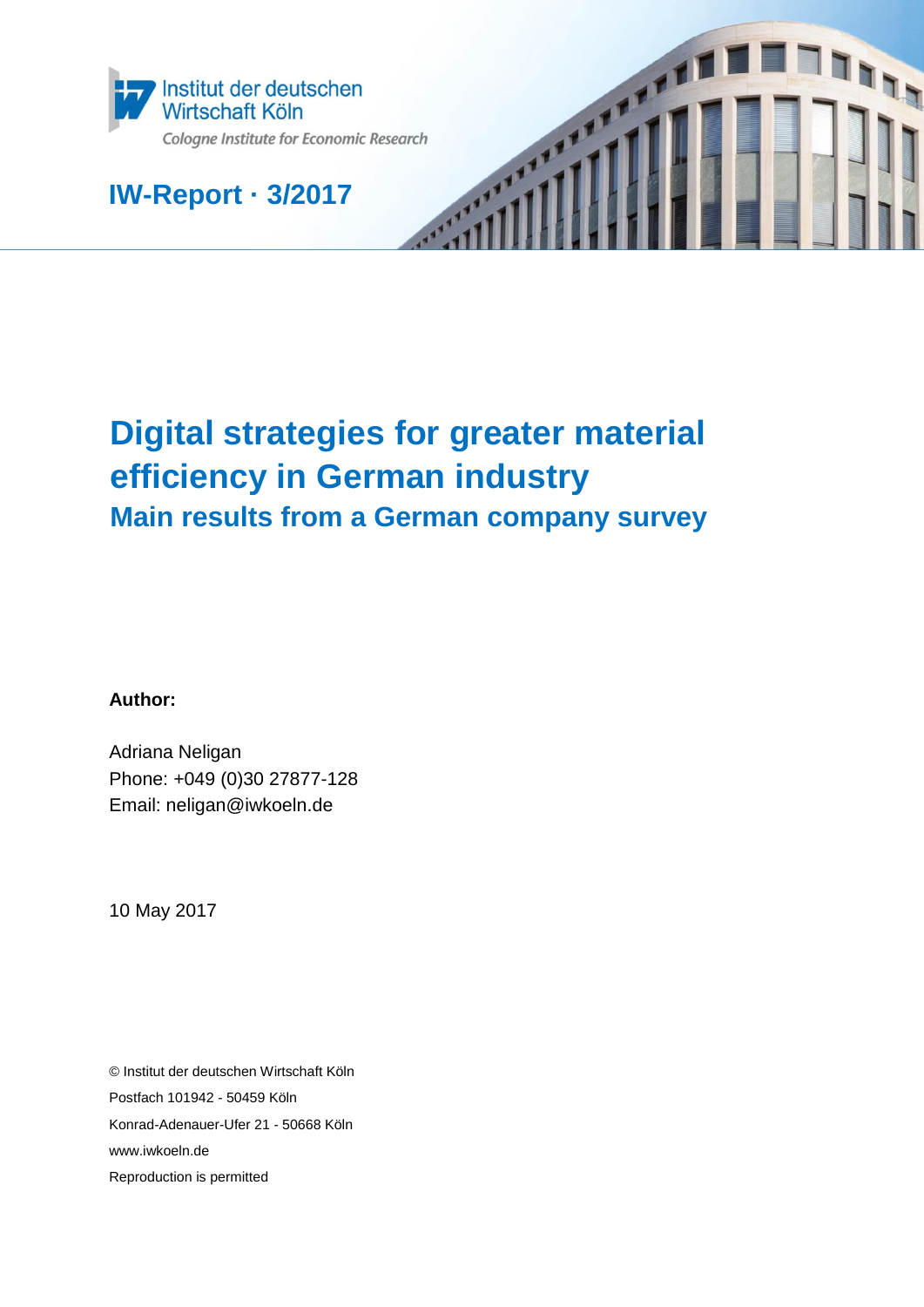Institut der deutschen Wirtschaft Köln

Cologne Institute for Economic Research

**IW-Report · 3/2017**

# Digital strategies for greater material efficiency in German industry

## Main results from a German company survey

**Author:**

Adriana Neligan
Phone: +049 (0)30 27877-128
Email: neligan@iwkoeln.de

10 May 2017

© Institut der deutschen Wirtschaft Köln
Postfach 101942 - 50459 Köln
Konrad-Adenauer-Ufer 21 - 50668 Köln
www.iwkoeln.de
Reproduction is permitted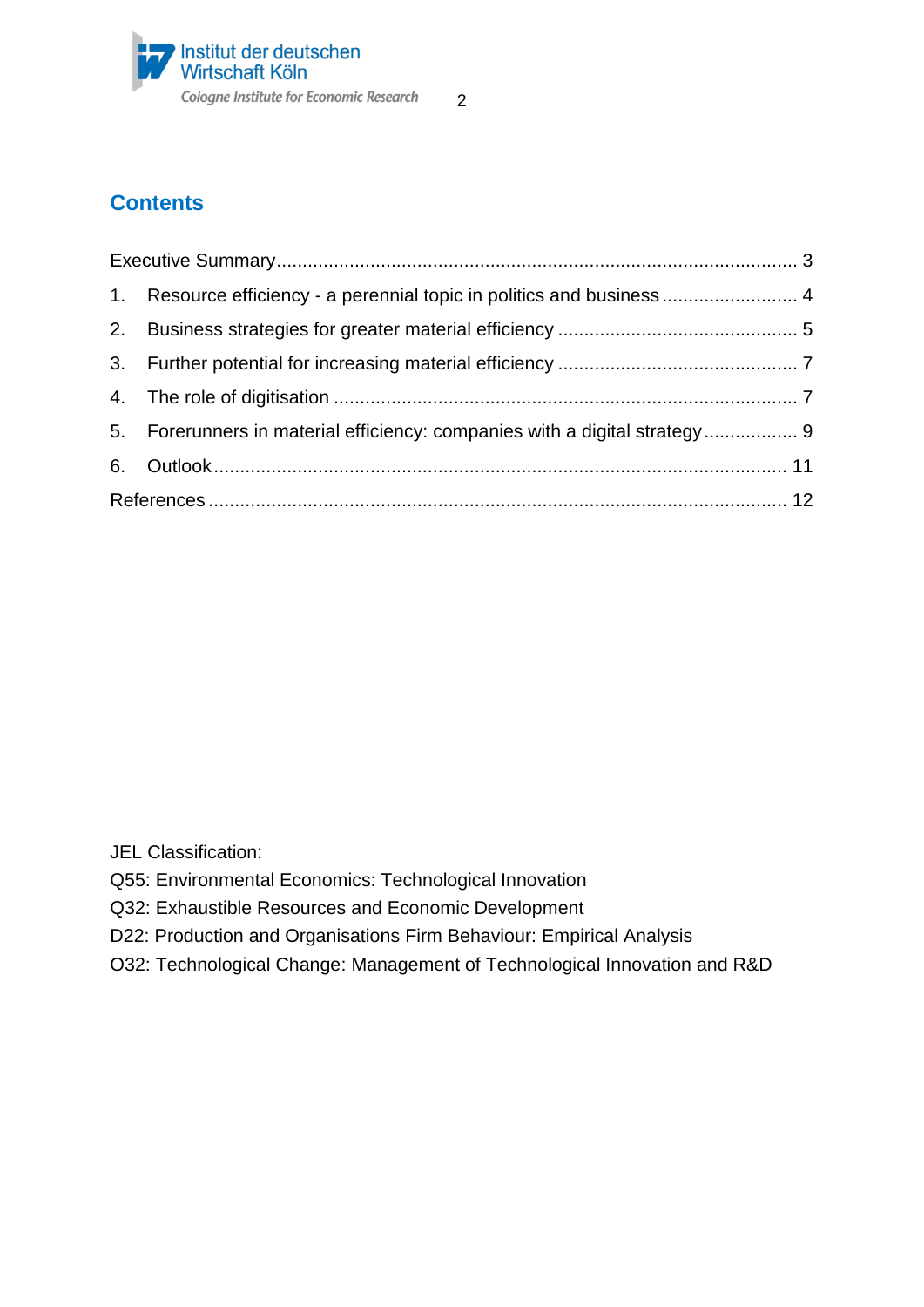## Contents

Executive Summary ........................................................................................ 3

1. Resource efficiency - a perennial topic in politics and business .......................... 4
2. Business strategies for greater material efficiency ............................................. 5
3. Further potential for increasing material efficiency ............................................. 7
4. The role of digitisation ........................................................................................ 7
5. Forerunners in material efficiency: companies with a digital strategy .................. 9
6. Outlook ............................................................................................................. 11

References ........................................................................................................... 12

JEL Classification:

Q55: Environmental Economics: Technological Innovation

Q32: Exhaustible Resources and Economic Development

D22: Production and Organisations Firm Behaviour: Empirical Analysis

O32: Technological Change: Management of Technological Innovation and R&D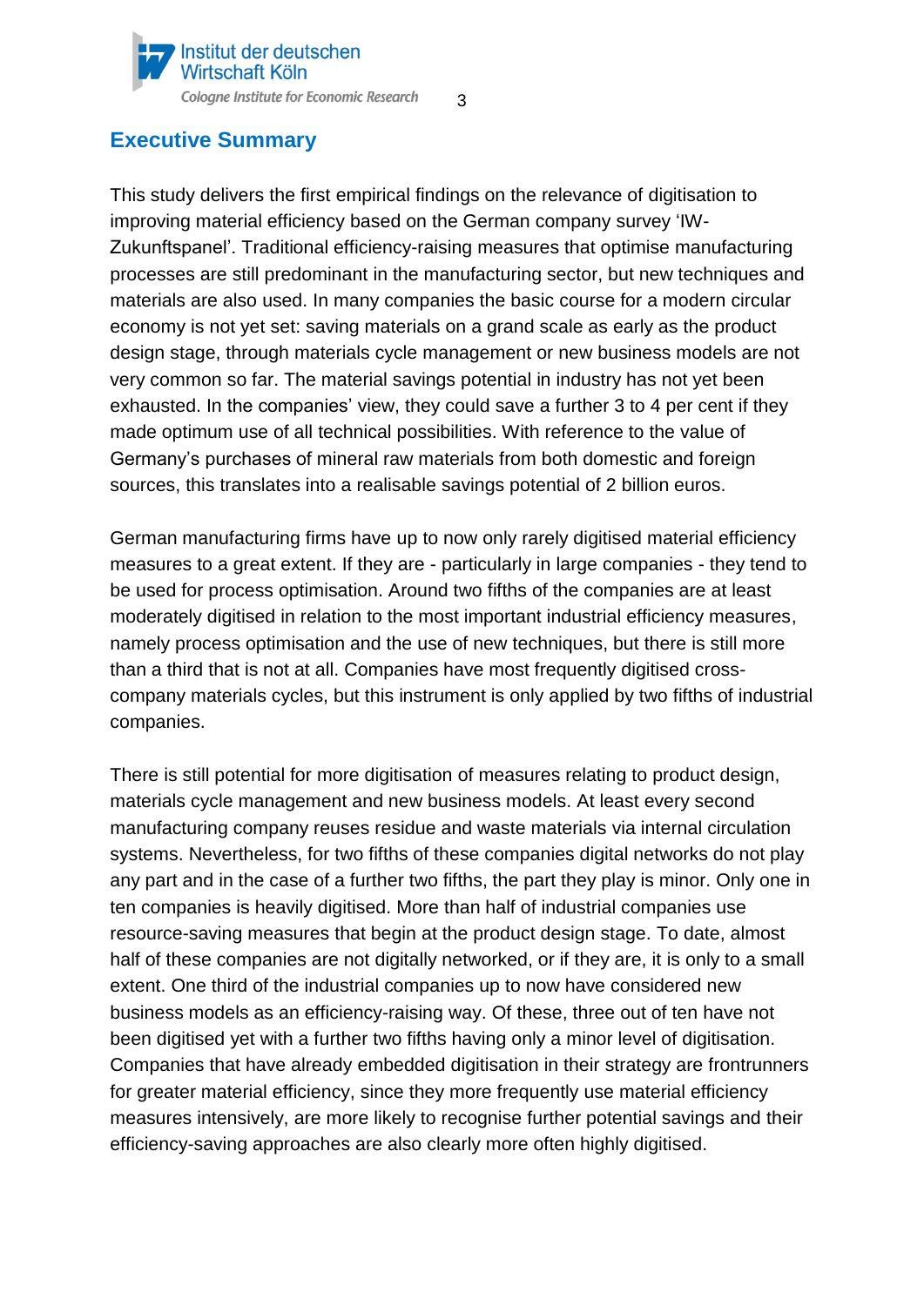## Executive Summary

This study delivers the first empirical findings on the relevance of digitisation to improving material efficiency based on the German company survey 'IW-Zukunftspanel'. Traditional efficiency-raising measures that optimise manufacturing processes are still predominant in the manufacturing sector, but new techniques and materials are also used. In many companies the basic course for a modern circular economy is not yet set: saving materials on a grand scale as early as the product design stage, through materials cycle management or new business models are not very common so far. The material savings potential in industry has not yet been exhausted. In the companies' view, they could save a further 3 to 4 per cent if they made optimum use of all technical possibilities. With reference to the value of Germany's purchases of mineral raw materials from both domestic and foreign sources, this translates into a realisable savings potential of 2 billion euros.

German manufacturing firms have up to now only rarely digitised material efficiency measures to a great extent. If they are - particularly in large companies - they tend to be used for process optimisation. Around two fifths of the companies are at least moderately digitised in relation to the most important industrial efficiency measures, namely process optimisation and the use of new techniques, but there is still more than a third that is not at all. Companies have most frequently digitised cross-company materials cycles, but this instrument is only applied by two fifths of industrial companies.

There is still potential for more digitisation of measures relating to product design, materials cycle management and new business models. At least every second manufacturing company reuses residue and waste materials via internal circulation systems. Nevertheless, for two fifths of these companies digital networks do not play any part and in the case of a further two fifths, the part they play is minor. Only one in ten companies is heavily digitised. More than half of industrial companies use resource-saving measures that begin at the product design stage. To date, almost half of these companies are not digitally networked, or if they are, it is only to a small extent. One third of the industrial companies up to now have considered new business models as an efficiency-raising way. Of these, three out of ten have not been digitised yet with a further two fifths having only a minor level of digitisation. Companies that have already embedded digitisation in their strategy are frontrunners for greater material efficiency, since they more frequently use material efficiency measures intensively, are more likely to recognise further potential savings and their efficiency-saving approaches are also clearly more often highly digitised.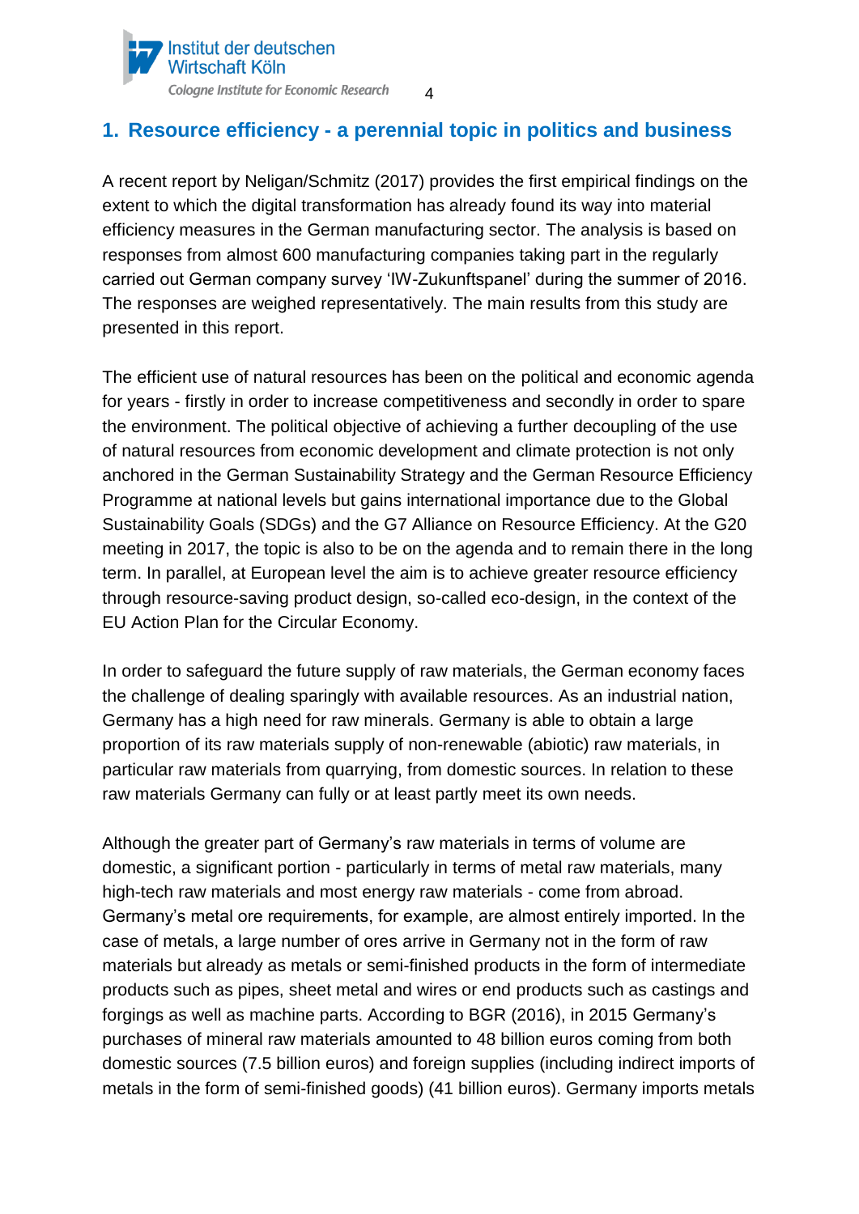## 1. Resource efficiency - a perennial topic in politics and business

A recent report by Neligan/Schmitz (2017) provides the first empirical findings on the extent to which the digital transformation has already found its way into material efficiency measures in the German manufacturing sector. The analysis is based on responses from almost 600 manufacturing companies taking part in the regularly carried out German company survey 'IW-Zukunftspanel' during the summer of 2016. The responses are weighed representatively. The main results from this study are presented in this report.

The efficient use of natural resources has been on the political and economic agenda for years - firstly in order to increase competitiveness and secondly in order to spare the environment. The political objective of achieving a further decoupling of the use of natural resources from economic development and climate protection is not only anchored in the German Sustainability Strategy and the German Resource Efficiency Programme at national levels but gains international importance due to the Global Sustainability Goals (SDGs) and the G7 Alliance on Resource Efficiency. At the G20 meeting in 2017, the topic is also to be on the agenda and to remain there in the long term. In parallel, at European level the aim is to achieve greater resource efficiency through resource-saving product design, so-called eco-design, in the context of the EU Action Plan for the Circular Economy.

In order to safeguard the future supply of raw materials, the German economy faces the challenge of dealing sparingly with available resources. As an industrial nation, Germany has a high need for raw minerals. Germany is able to obtain a large proportion of its raw materials supply of non-renewable (abiotic) raw materials, in particular raw materials from quarrying, from domestic sources. In relation to these raw materials Germany can fully or at least partly meet its own needs.

Although the greater part of Germany's raw materials in terms of volume are domestic, a significant portion - particularly in terms of metal raw materials, many high-tech raw materials and most energy raw materials - come from abroad. Germany's metal ore requirements, for example, are almost entirely imported. In the case of metals, a large number of ores arrive in Germany not in the form of raw materials but already as metals or semi-finished products in the form of intermediate products such as pipes, sheet metal and wires or end products such as castings and forgings as well as machine parts. According to BGR (2016), in 2015 Germany's purchases of mineral raw materials amounted to 48 billion euros coming from both domestic sources (7.5 billion euros) and foreign supplies (including indirect imports of metals in the form of semi-finished goods) (41 billion euros). Germany imports metals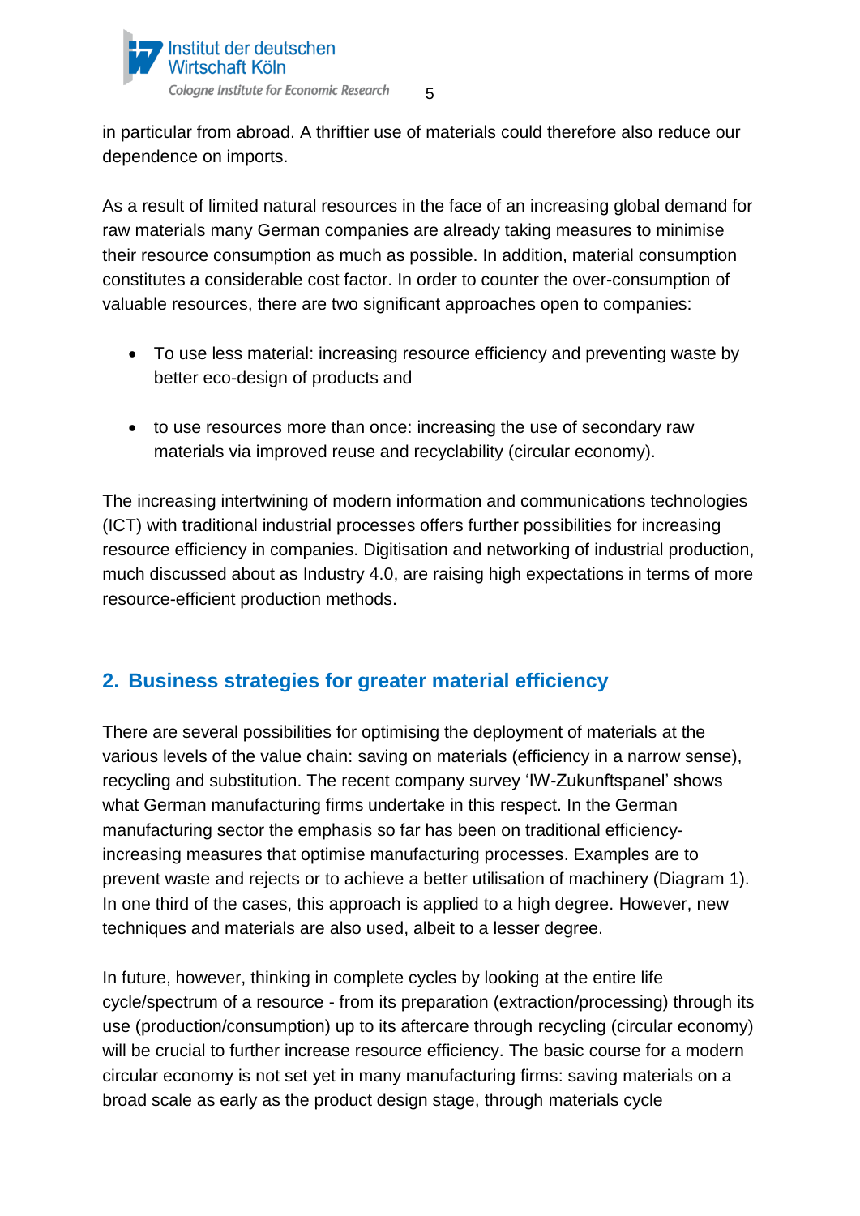in particular from abroad. A thriftier use of materials could therefore also reduce our dependence on imports.

As a result of limited natural resources in the face of an increasing global demand for raw materials many German companies are already taking measures to minimise their resource consumption as much as possible. In addition, material consumption constitutes a considerable cost factor. In order to counter the over-consumption of valuable resources, there are two significant approaches open to companies:

- To use less material: increasing resource efficiency and preventing waste by better eco-design of products and
- to use resources more than once: increasing the use of secondary raw materials via improved reuse and recyclability (circular economy).

The increasing intertwining of modern information and communications technologies (ICT) with traditional industrial processes offers further possibilities for increasing resource efficiency in companies. Digitisation and networking of industrial production, much discussed about as Industry 4.0, are raising high expectations in terms of more resource-efficient production methods.

## 2. Business strategies for greater material efficiency

There are several possibilities for optimising the deployment of materials at the various levels of the value chain: saving on materials (efficiency in a narrow sense), recycling and substitution. The recent company survey 'IW-Zukunftspanel' shows what German manufacturing firms undertake in this respect. In the German manufacturing sector the emphasis so far has been on traditional efficiency-increasing measures that optimise manufacturing processes. Examples are to prevent waste and rejects or to achieve a better utilisation of machinery (Diagram 1). In one third of the cases, this approach is applied to a high degree. However, new techniques and materials are also used, albeit to a lesser degree.

In future, however, thinking in complete cycles by looking at the entire life cycle/spectrum of a resource - from its preparation (extraction/processing) through its use (production/consumption) up to its aftercare through recycling (circular economy) will be crucial to further increase resource efficiency. The basic course for a modern circular economy is not set yet in many manufacturing firms: saving materials on a broad scale as early as the product design stage, through materials cycle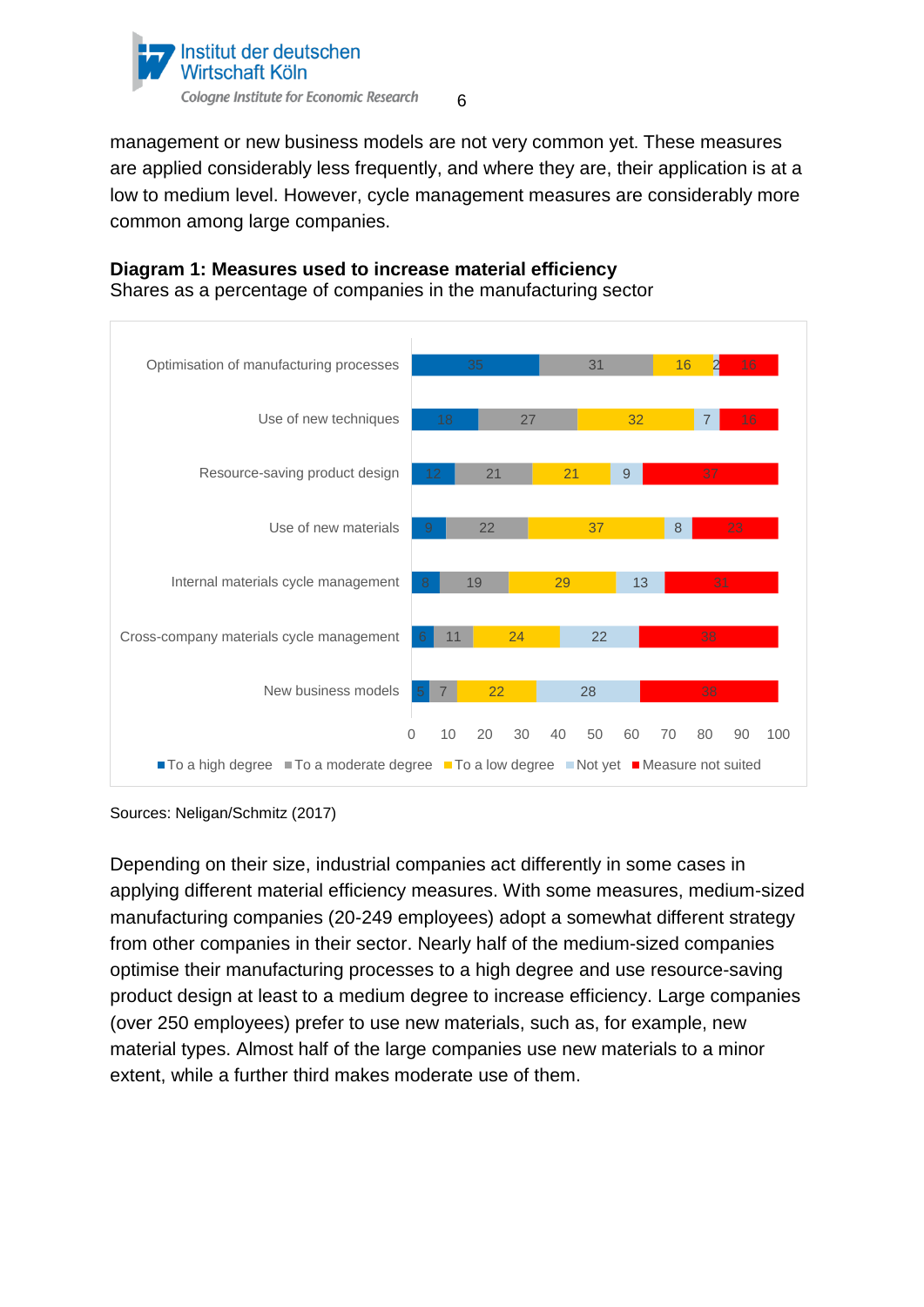management or new business models are not very common yet. These measures are applied considerably less frequently, and where they are, their application is at a low to medium level. However, cycle management measures are considerably more common among large companies.

**Diagram 1: Measures used to increase material efficiency**

Shares as a percentage of companies in the manufacturing sector

| Measure | To a high degree | To a moderate degree | To a low degree | Not yet | Measure not suited |
|---|---|---|---|---|---|
| Optimisation of manufacturing processes | 35 | 31 | 16 | 2 | 16 |
| Use of new techniques | 18 | 27 | 32 | 7 | 16 |
| Resource-saving product design | 12 | 21 | 21 | 9 | 37 |
| Use of new materials | 9 | 22 | 37 | 8 | 23 |
| Internal materials cycle management | 8 | 19 | 29 | 13 | 31 |
| Cross-company materials cycle management | 6 | 11 | 24 | 22 | 38 |
| New business models | 5 | 7 | 22 | 28 | 38 |

Sources: Neligan/Schmitz (2017)

Depending on their size, industrial companies act differently in some cases in applying different material efficiency measures. With some measures, medium-sized manufacturing companies (20-249 employees) adopt a somewhat different strategy from other companies in their sector. Nearly half of the medium-sized companies optimise their manufacturing processes to a high degree and use resource-saving product design at least to a medium degree to increase efficiency. Large companies (over 250 employees) prefer to use new materials, such as, for example, new material types. Almost half of the large companies use new materials to a minor extent, while a further third makes moderate use of them.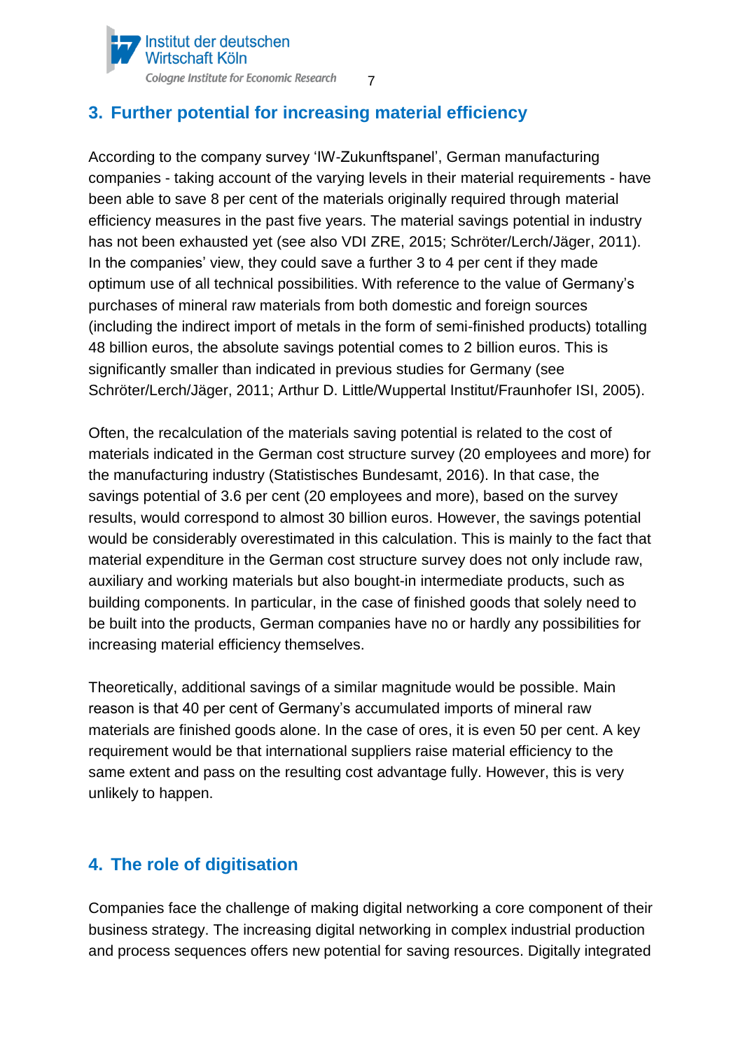## 3. Further potential for increasing material efficiency

According to the company survey 'IW-Zukunftspanel', German manufacturing companies - taking account of the varying levels in their material requirements - have been able to save 8 per cent of the materials originally required through material efficiency measures in the past five years. The material savings potential in industry has not been exhausted yet (see also VDI ZRE, 2015; Schröter/Lerch/Jäger, 2011). In the companies' view, they could save a further 3 to 4 per cent if they made optimum use of all technical possibilities. With reference to the value of Germany's purchases of mineral raw materials from both domestic and foreign sources (including the indirect import of metals in the form of semi-finished products) totalling 48 billion euros, the absolute savings potential comes to 2 billion euros. This is significantly smaller than indicated in previous studies for Germany (see Schröter/Lerch/Jäger, 2011; Arthur D. Little/Wuppertal Institut/Fraunhofer ISI, 2005).

Often, the recalculation of the materials saving potential is related to the cost of materials indicated in the German cost structure survey (20 employees and more) for the manufacturing industry (Statistisches Bundesamt, 2016). In that case, the savings potential of 3.6 per cent (20 employees and more), based on the survey results, would correspond to almost 30 billion euros. However, the savings potential would be considerably overestimated in this calculation. This is mainly to the fact that material expenditure in the German cost structure survey does not only include raw, auxiliary and working materials but also bought-in intermediate products, such as building components. In particular, in the case of finished goods that solely need to be built into the products, German companies have no or hardly any possibilities for increasing material efficiency themselves.

Theoretically, additional savings of a similar magnitude would be possible. Main reason is that 40 per cent of Germany's accumulated imports of mineral raw materials are finished goods alone. In the case of ores, it is even 50 per cent. A key requirement would be that international suppliers raise material efficiency to the same extent and pass on the resulting cost advantage fully. However, this is very unlikely to happen.

## 4. The role of digitisation

Companies face the challenge of making digital networking a core component of their business strategy. The increasing digital networking in complex industrial production and process sequences offers new potential for saving resources. Digitally integrated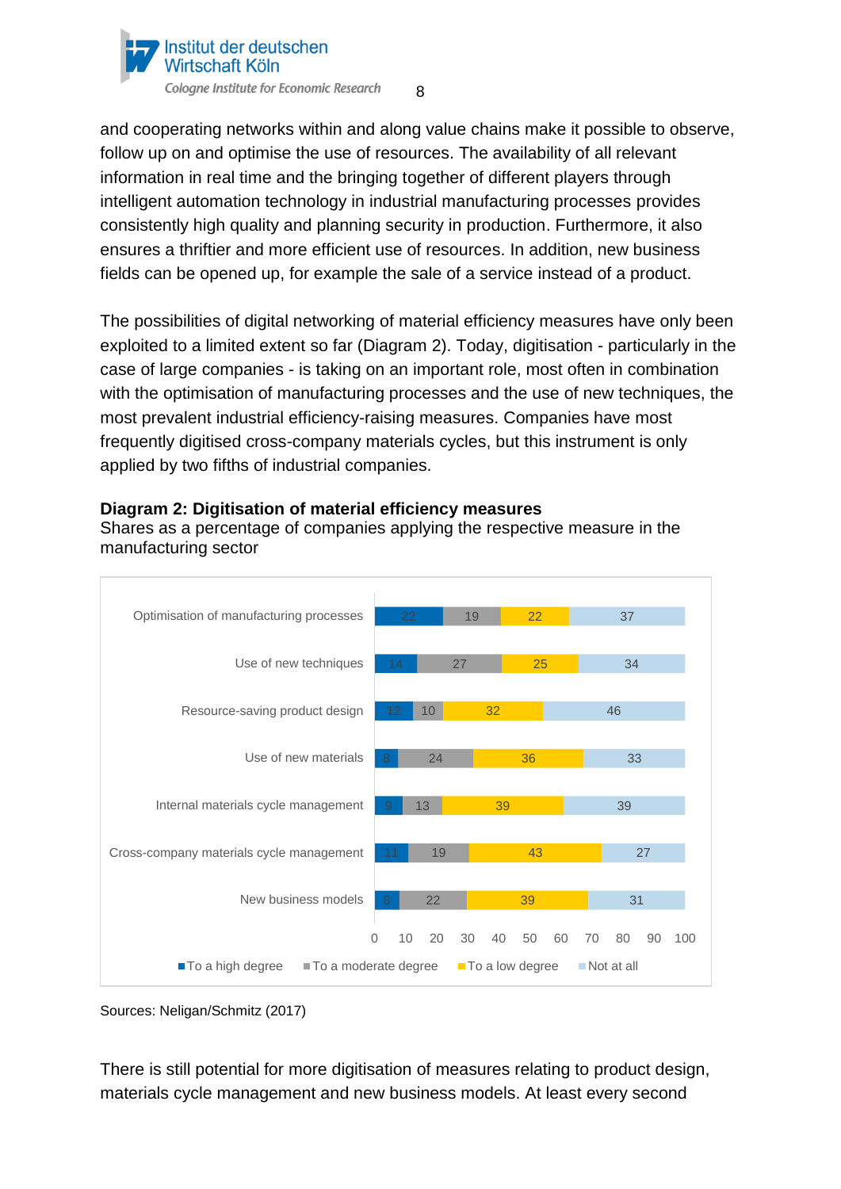and cooperating networks within and along value chains make it possible to observe, follow up on and optimise the use of resources. The availability of all relevant information in real time and the bringing together of different players through intelligent automation technology in industrial manufacturing processes provides consistently high quality and planning security in production. Furthermore, it also ensures a thriftier and more efficient use of resources. In addition, new business fields can be opened up, for example the sale of a service instead of a product.

The possibilities of digital networking of material efficiency measures have only been exploited to a limited extent so far (Diagram 2). Today, digitisation - particularly in the case of large companies - is taking on an important role, most often in combination with the optimisation of manufacturing processes and the use of new techniques, the most prevalent industrial efficiency-raising measures. Companies have most frequently digitised cross-company materials cycles, but this instrument is only applied by two fifths of industrial companies.

**Diagram 2: Digitisation of material efficiency measures**
Shares as a percentage of companies applying the respective measure in the manufacturing sector

| Measure | To a high degree | To a moderate degree | To a low degree | Not at all |
|---|---|---|---|---|
| Optimisation of manufacturing processes | 22 | 19 | 22 | 37 |
| Use of new techniques | 14 | 27 | 25 | 34 |
| Resource-saving product design | 12 | 10 | 32 | 46 |
| Use of new materials | 8 | 24 | 36 | 33 |
| Internal materials cycle management | 9 | 13 | 39 | 39 |
| Cross-company materials cycle management | 11 | 19 | 43 | 27 |
| New business models | 8 | 22 | 39 | 31 |

Sources: Neligan/Schmitz (2017)

There is still potential for more digitisation of measures relating to product design, materials cycle management and new business models. At least every second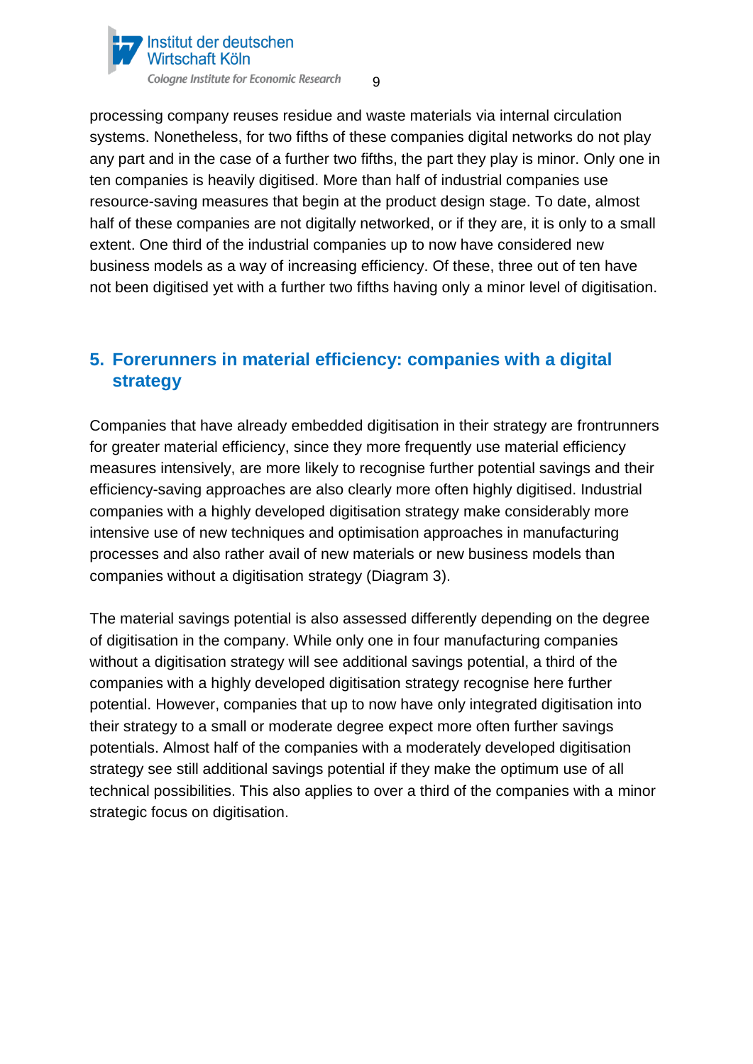processing company reuses residue and waste materials via internal circulation systems. Nonetheless, for two fifths of these companies digital networks do not play any part and in the case of a further two fifths, the part they play is minor. Only one in ten companies is heavily digitised. More than half of industrial companies use resource-saving measures that begin at the product design stage. To date, almost half of these companies are not digitally networked, or if they are, it is only to a small extent. One third of the industrial companies up to now have considered new business models as a way of increasing efficiency. Of these, three out of ten have not been digitised yet with a further two fifths having only a minor level of digitisation.

## 5. Forerunners in material efficiency: companies with a digital strategy

Companies that have already embedded digitisation in their strategy are frontrunners for greater material efficiency, since they more frequently use material efficiency measures intensively, are more likely to recognise further potential savings and their efficiency-saving approaches are also clearly more often highly digitised. Industrial companies with a highly developed digitisation strategy make considerably more intensive use of new techniques and optimisation approaches in manufacturing processes and also rather avail of new materials or new business models than companies without a digitisation strategy (Diagram 3).

The material savings potential is also assessed differently depending on the degree of digitisation in the company. While only one in four manufacturing companies without a digitisation strategy will see additional savings potential, a third of the companies with a highly developed digitisation strategy recognise here further potential. However, companies that up to now have only integrated digitisation into their strategy to a small or moderate degree expect more often further savings potentials. Almost half of the companies with a moderately developed digitisation strategy see still additional savings potential if they make the optimum use of all technical possibilities. This also applies to over a third of the companies with a minor strategic focus on digitisation.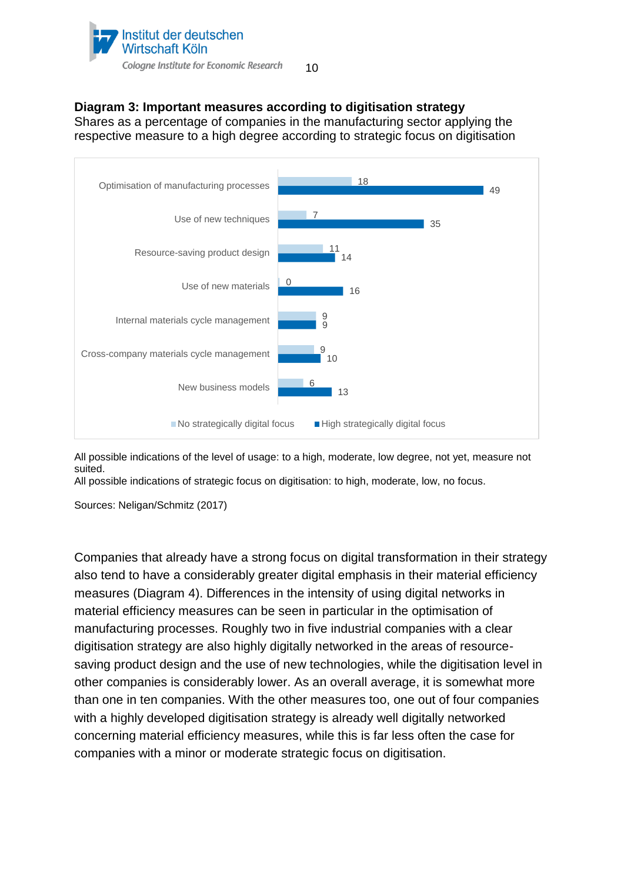**Diagram 3: Important measures according to digitisation strategy**

Shares as a percentage of companies in the manufacturing sector applying the respective measure to a high degree according to strategic focus on digitisation

| | No strategically digital focus | High strategically digital focus |
|---|---|---|
| Optimisation of manufacturing processes | 18 | 49 |
| Use of new techniques | 7 | 35 |
| Resource-saving product design | 11 | 14 |
| Use of new materials | 0 | 16 |
| Internal materials cycle management | 9 | 9 |
| Cross-company materials cycle management | 9 | 10 |
| New business models | 6 | 13 |

All possible indications of the level of usage: to a high, moderate, low degree, not yet, measure not suited.
All possible indications of strategic focus on digitisation: to high, moderate, low, no focus.

Sources: Neligan/Schmitz (2017)

Companies that already have a strong focus on digital transformation in their strategy also tend to have a considerably greater digital emphasis in their material efficiency measures (Diagram 4). Differences in the intensity of using digital networks in material efficiency measures can be seen in particular in the optimisation of manufacturing processes. Roughly two in five industrial companies with a clear digitisation strategy are also highly digitally networked in the areas of resource-saving product design and the use of new technologies, while the digitisation level in other companies is considerably lower. As an overall average, it is somewhat more than one in ten companies. With the other measures too, one out of four companies with a highly developed digitisation strategy is already well digitally networked concerning material efficiency measures, while this is far less often the case for companies with a minor or moderate strategic focus on digitisation.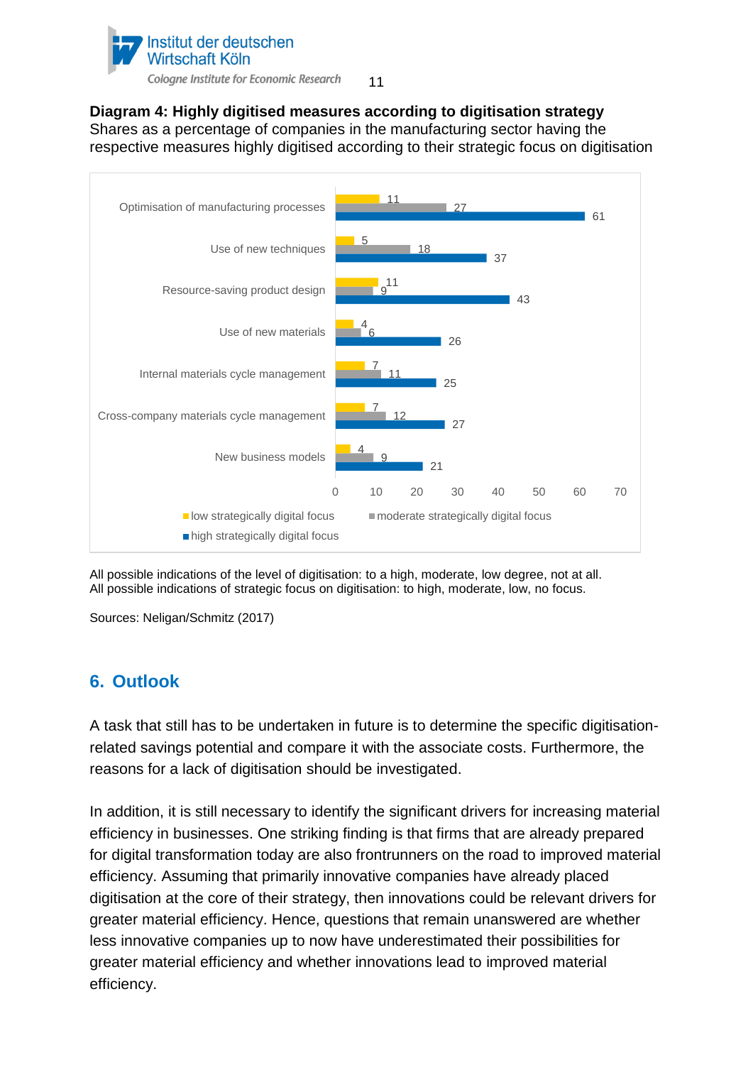**Diagram 4: Highly digitised measures according to digitisation strategy**
Shares as a percentage of companies in the manufacturing sector having the respective measures highly digitised according to their strategic focus on digitisation

| | low strategically digital focus | moderate strategically digital focus | high strategically digital focus |
|---|---|---|---|
| Optimisation of manufacturing processes | 11 | 27 | 61 |
| Use of new techniques | 5 | 18 | 37 |
| Resource-saving product design | 11 | 9 | 43 |
| Use of new materials | 4 | 6 | 26 |
| Internal materials cycle management | 7 | 11 | 25 |
| Cross-company materials cycle management | 7 | 12 | 27 |
| New business models | 4 | 9 | 21 |

All possible indications of the level of digitisation: to a high, moderate, low degree, not at all.
All possible indications of strategic focus on digitisation: to high, moderate, low, no focus.

Sources: Neligan/Schmitz (2017)

## 6. Outlook

A task that still has to be undertaken in future is to determine the specific digitisation-related savings potential and compare it with the associate costs. Furthermore, the reasons for a lack of digitisation should be investigated.

In addition, it is still necessary to identify the significant drivers for increasing material efficiency in businesses. One striking finding is that firms that are already prepared for digital transformation today are also frontrunners on the road to improved material efficiency. Assuming that primarily innovative companies have already placed digitisation at the core of their strategy, then innovations could be relevant drivers for greater material efficiency. Hence, questions that remain unanswered are whether less innovative companies up to now have underestimated their possibilities for greater material efficiency and whether innovations lead to improved material efficiency.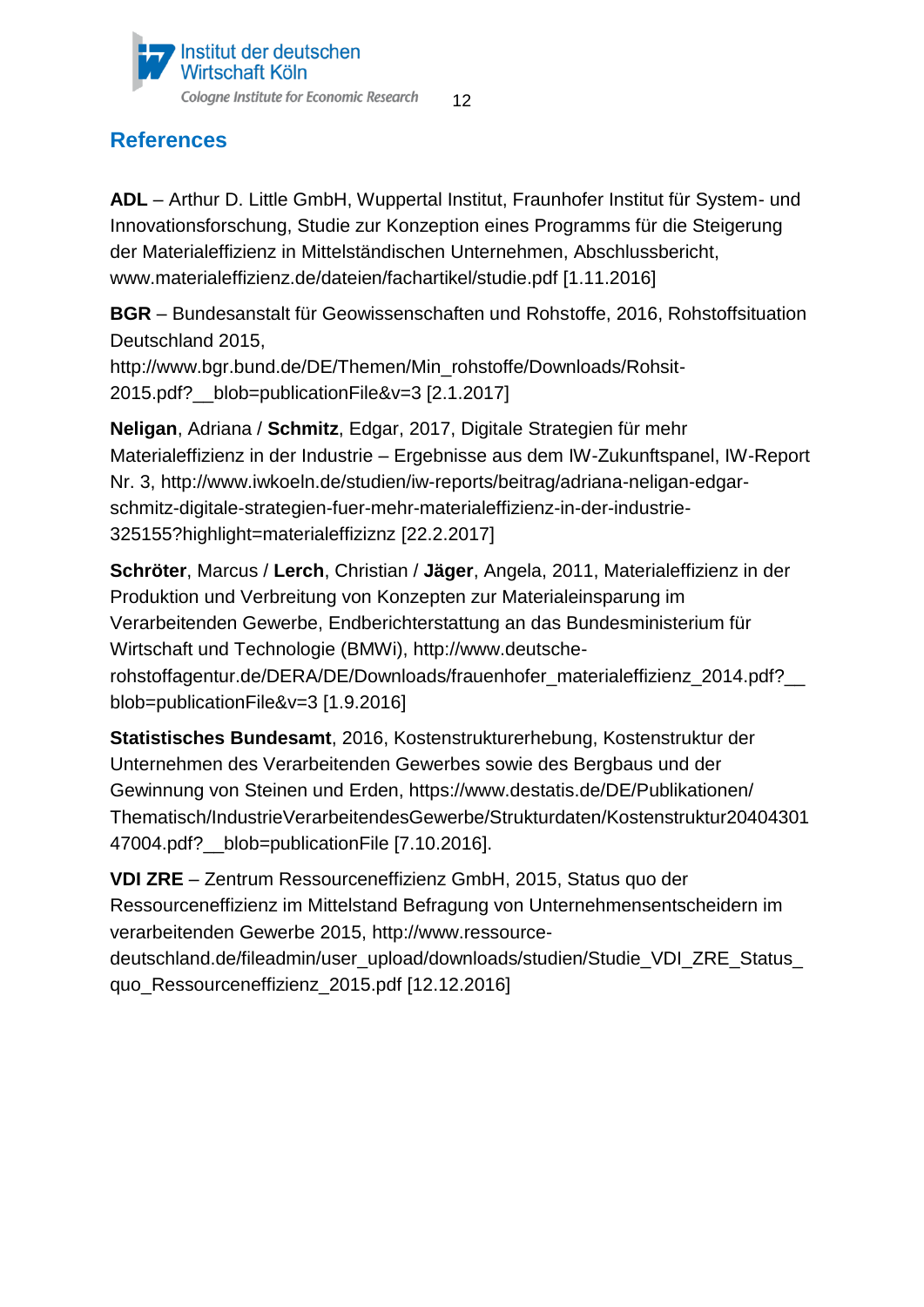## References

**ADL** – Arthur D. Little GmbH, Wuppertal Institut, Fraunhofer Institut für System- und Innovationsforschung, Studie zur Konzeption eines Programms für die Steigerung der Materialeffizienz in Mittelständischen Unternehmen, Abschlussbericht, www.materialeffizienz.de/dateien/fachartikel/studie.pdf [1.11.2016]

**BGR** – Bundesanstalt für Geowissenschaften und Rohstoffe, 2016, Rohstoffsituation Deutschland 2015, http://www.bgr.bund.de/DE/Themen/Min_rohstoffe/Downloads/Rohsit-2015.pdf?__blob=publicationFile&v=3 [2.1.2017]

**Neligan**, Adriana / **Schmitz**, Edgar, 2017, Digitale Strategien für mehr Materialeffizienz in der Industrie – Ergebnisse aus dem IW-Zukunftspanel, IW-Report Nr. 3, http://www.iwkoeln.de/studien/iw-reports/beitrag/adriana-neligan-edgar-schmitz-digitale-strategien-fuer-mehr-materialeffizienz-in-der-industrie-325155?highlight=materialeffiziznz [22.2.2017]

**Schröter**, Marcus / **Lerch**, Christian / **Jäger**, Angela, 2011, Materialeffizienz in der Produktion und Verbreitung von Konzepten zur Materialeinsparung im Verarbeitenden Gewerbe, Endberichterstattung an das Bundesministerium für Wirtschaft und Technologie (BMWi), http://www.deutsche-rohstoffagentur.de/DERA/DE/Downloads/frauenhofer_materialeffizienz_2014.pdf?__blob=publicationFile&v=3 [1.9.2016]

**Statistisches Bundesamt**, 2016, Kostenstrukturerhebung, Kostenstruktur der Unternehmen des Verarbeitenden Gewerbes sowie des Bergbaus und der Gewinnung von Steinen und Erden, https://www.destatis.de/DE/Publikationen/Thematisch/IndustrieVerarbeitendesGewerbe/Strukturdaten/Kostenstruktur2040430147004.pdf?__blob=publicationFile [7.10.2016].

**VDI ZRE** – Zentrum Ressourceneffizienz GmbH, 2015, Status quo der Ressourceneffizienz im Mittelstand Befragung von Unternehmensentscheidern im verarbeitenden Gewerbe 2015, http://www.ressource-deutschland.de/fileadmin/user_upload/downloads/studien/Studie_VDI_ZRE_Status_quo_Ressourceneffizienz_2015.pdf [12.12.2016]